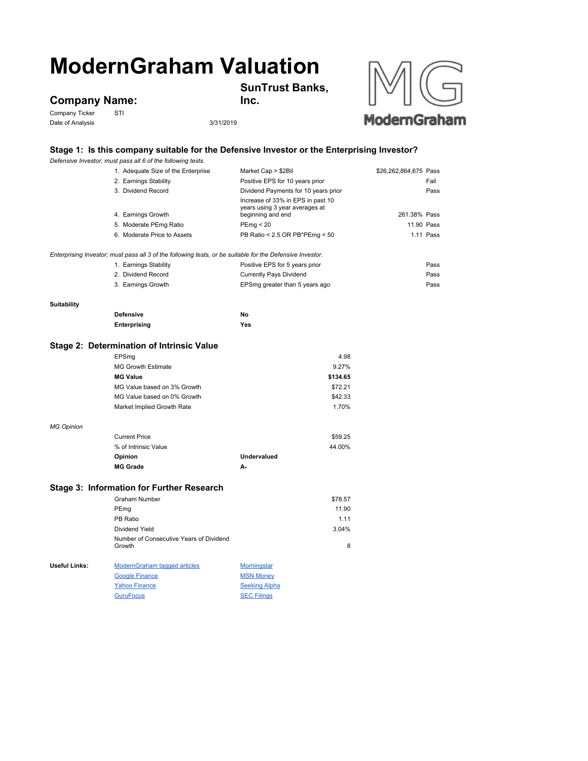# ModernGraham Valuation

## Company Name: SunTrust Banks, Inc.

Company Ticker: STI

Date of Analysis: 3/31/2019

### Stage 1: Is this company suitable for the Defensive Investor or the Enterprising Investor?

*Defensive Investor; must pass all 6 of the following tests.*

| Test | Criteria | Value | Result |
|---|---|---|---|
| 1. Adequate Size of the Enterprise | Market Cap > $2Bil | $26,262,864,675 | Pass |
| 2. Earnings Stability | Positive EPS for 10 years prior | | Fail |
| 3. Dividend Record | Dividend Payments for 10 years prior | | Pass |
| 4. Earnings Growth | Increase of 33% in EPS in past 10 years using 3 year averages at beginning and end | 261.38% | Pass |
| 5. Moderate PEmg Ratio | PEmg < 20 | 11.90 | Pass |
| 6. Moderate Price to Assets | PB Ratio < 2.5 OR PB*PEmg < 50 | 1.11 | Pass |

*Enterprising Investor; must pass all 3 of the following tests, or be suitable for the Defensive Investor.*

| Test | Criteria | Result |
|---|---|---|
| 1. Earnings Stability | Positive EPS for 5 years prior | Pass |
| 2. Dividend Record | Currently Pays Dividend | Pass |
| 3. Earnings Growth | EPSmg greater than 5 years ago | Pass |

**Suitability**

| | |
|---|---|
| **Defensive** | **No** |
| **Enterprising** | **Yes** |

### Stage 2: Determination of Intrinsic Value

| | |
|---|---|
| EPSmg | 4.98 |
| MG Growth Estimate | 9.27% |
| **MG Value** | **$134.65** |
| MG Value based on 3% Growth | $72.21 |
| MG Value based on 0% Growth | $42.33 |
| Market Implied Growth Rate | 1.70% |

*MG Opinion*

| | |
|---|---|
| Current Price | $59.25 |
| % of Intrinsic Value | 44.00% |
| **Opinion** | **Undervalued** |
| **MG Grade** | **A-** |

### Stage 3: Information for Further Research

| | |
|---|---|
| Graham Number | $78.57 |
| PEmg | 11.90 |
| PB Ratio | 1.11 |
| Dividend Yield | 3.04% |
| Number of Consecutive Years of Dividend Growth | 8 |

**Useful Links:**

| | |
|---|---|
| ModernGraham tagged articles | Morningstar |
| Google Finance | MSN Money |
| Yahoo Finance | Seeking Alpha |
| GuruFocus | SEC Filings |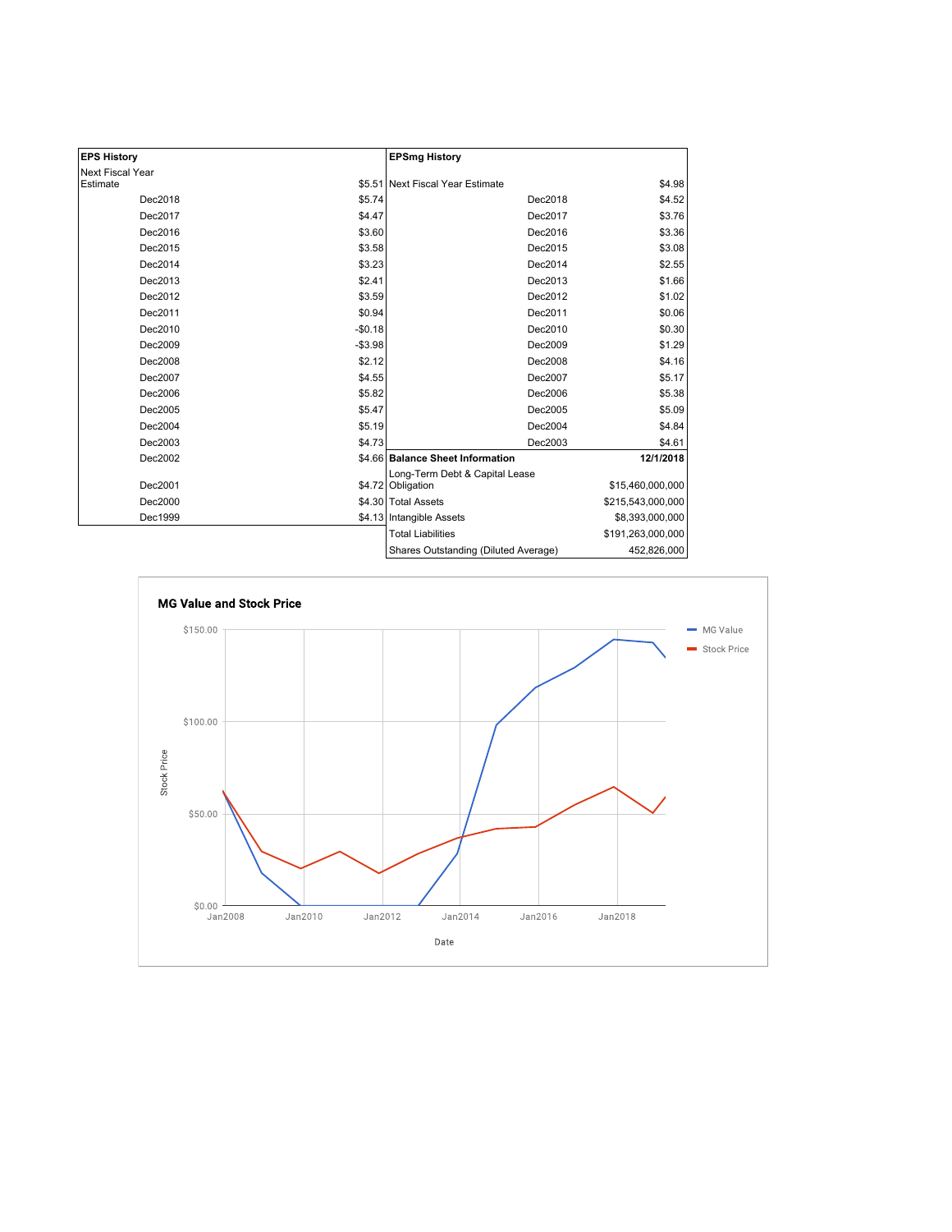| EPS History | |
|---|---|
| Next Fiscal Year Estimate | $5.51 |
| Dec2018 | $5.74 |
| Dec2017 | $4.47 |
| Dec2016 | $3.60 |
| Dec2015 | $3.58 |
| Dec2014 | $3.23 |
| Dec2013 | $2.41 |
| Dec2012 | $3.59 |
| Dec2011 | $0.94 |
| Dec2010 | -$0.18 |
| Dec2009 | -$3.98 |
| Dec2008 | $2.12 |
| Dec2007 | $4.55 |
| Dec2006 | $5.82 |
| Dec2005 | $5.47 |
| Dec2004 | $5.19 |
| Dec2003 | $4.73 |
| Dec2002 | $4.66 |
| Dec2001 | $4.72 |
| Dec2000 | $4.30 |
| Dec1999 | $4.13 |

| EPSmg History | |
|---|---|
| Next Fiscal Year Estimate | $4.98 |
| Dec2018 | $4.52 |
| Dec2017 | $3.76 |
| Dec2016 | $3.36 |
| Dec2015 | $3.08 |
| Dec2014 | $2.55 |
| Dec2013 | $1.66 |
| Dec2012 | $1.02 |
| Dec2011 | $0.06 |
| Dec2010 | $0.30 |
| Dec2009 | $1.29 |
| Dec2008 | $4.16 |
| Dec2007 | $5.17 |
| Dec2006 | $5.38 |
| Dec2005 | $5.09 |
| Dec2004 | $4.84 |
| Dec2003 | $4.61 |

| Balance Sheet Information | 12/1/2018 |
|---|---|
| Long-Term Debt & Capital Lease Obligation | $15,460,000,000 |
| Total Assets | $215,543,000,000 |
| Intangible Assets | $8,393,000,000 |
| Total Liabilities | $191,263,000,000 |
| Shares Outstanding (Diluted Average) | 452,826,000 |

**MG Value and Stock Price**

Legend: MG Value, Stock Price

Y-axis: Stock Price ($0.00, $50.00, $100.00, $150.00)

X-axis: Date (Jan2008, Jan2010, Jan2012, Jan2014, Jan2016, Jan2018)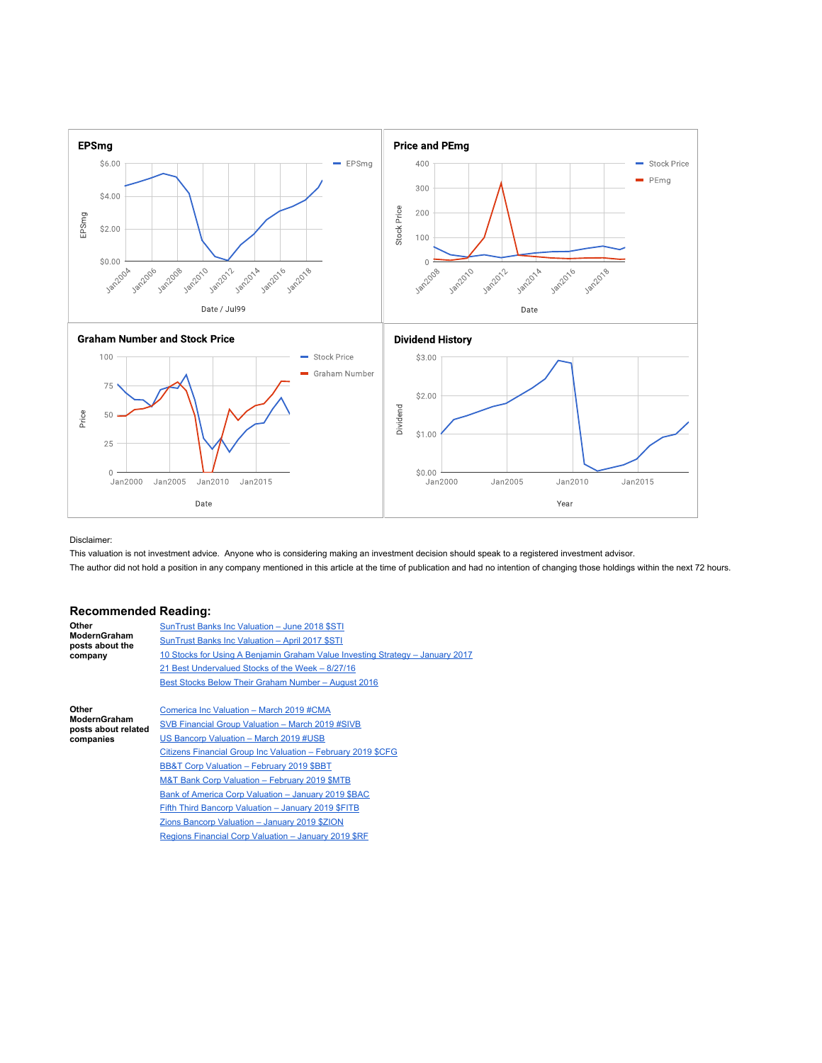**EPSmg**

EPSmg

$6.00
$4.00
$2.00
$0.00

Jan2004 Jan2006 Jan2008 Jan2010 Jan2012 Jan2014 Jan2016 Jan2018

Date / Jul99

**Price and PEmg**

Stock Price
PEmg

400
300
200
100
0

Jan2008 Jan2010 Jan2012 Jan2014 Jan2016 Jan2018

Date

**Graham Number and Stock Price**

Stock Price
Graham Number

100
75
50
25
0

Jan2000 Jan2005 Jan2010 Jan2015

Date

**Dividend History**

$3.00
$2.00
$1.00
$0.00

Jan2000 Jan2005 Jan2010 Jan2015

Year

Disclaimer:

This valuation is not investment advice. Anyone who is considering making an investment decision should speak to a registered investment advisor.

The author did not hold a position in any company mentioned in this article at the time of publication and had no intention of changing those holdings within the next 72 hours.

## Recommended Reading:

**Other ModernGraham posts about the company**

- [SunTrust Banks Inc Valuation – June 2018 $STI]
- [SunTrust Banks Inc Valuation – April 2017 $STI]
- [10 Stocks for Using A Benjamin Graham Value Investing Strategy – January 2017]
- [21 Best Undervalued Stocks of the Week – 8/27/16]
- [Best Stocks Below Their Graham Number – August 2016]

**Other ModernGraham posts about related companies**

- [Comerica Inc Valuation – March 2019 #CMA]
- [SVB Financial Group Valuation – March 2019 #SIVB]
- [US Bancorp Valuation – March 2019 #USB]
- [Citizens Financial Group Inc Valuation – February 2019 $CFG]
- [BB&T Corp Valuation – February 2019 $BBT]
- [M&T Bank Corp Valuation – February 2019 $MTB]
- [Bank of America Corp Valuation – January 2019 $BAC]
- [Fifth Third Bancorp Valuation – January 2019 $FITB]
- [Zions Bancorp Valuation – January 2019 $ZION]
- [Regions Financial Corp Valuation – January 2019 $RF]